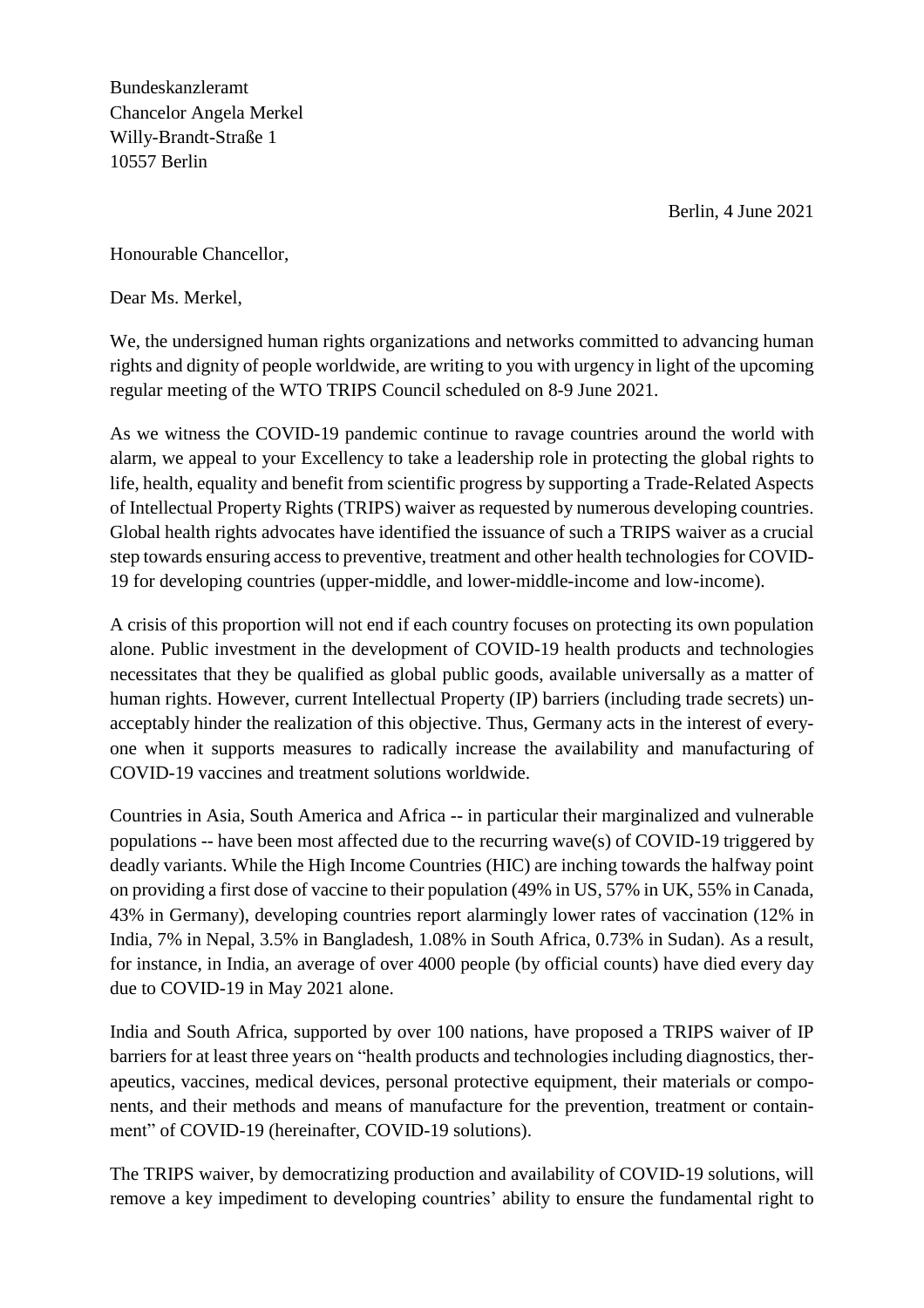Bundeskanzleramt
Chancelor Angela Merkel
Willy-Brandt-Straße 1
10557 Berlin

Berlin, 4 June 2021

Honourable Chancellor,

Dear Ms. Merkel,

We, the undersigned human rights organizations and networks committed to advancing human rights and dignity of people worldwide, are writing to you with urgency in light of the upcoming regular meeting of the WTO TRIPS Council scheduled on 8-9 June 2021.

As we witness the COVID-19 pandemic continue to ravage countries around the world with alarm, we appeal to your Excellency to take a leadership role in protecting the global rights to life, health, equality and benefit from scientific progress by supporting a Trade-Related Aspects of Intellectual Property Rights (TRIPS) waiver as requested by numerous developing countries. Global health rights advocates have identified the issuance of such a TRIPS waiver as a crucial step towards ensuring access to preventive, treatment and other health technologies for COVID-19 for developing countries (upper-middle, and lower-middle-income and low-income).

A crisis of this proportion will not end if each country focuses on protecting its own population alone. Public investment in the development of COVID-19 health products and technologies necessitates that they be qualified as global public goods, available universally as a matter of human rights. However, current Intellectual Property (IP) barriers (including trade secrets) unacceptably hinder the realization of this objective. Thus, Germany acts in the interest of everyone when it supports measures to radically increase the availability and manufacturing of COVID-19 vaccines and treatment solutions worldwide.

Countries in Asia, South America and Africa -- in particular their marginalized and vulnerable populations -- have been most affected due to the recurring wave(s) of COVID-19 triggered by deadly variants. While the High Income Countries (HIC) are inching towards the halfway point on providing a first dose of vaccine to their population (49% in US, 57% in UK, 55% in Canada, 43% in Germany), developing countries report alarmingly lower rates of vaccination (12% in India, 7% in Nepal, 3.5% in Bangladesh, 1.08% in South Africa, 0.73% in Sudan). As a result, for instance, in India, an average of over 4000 people (by official counts) have died every day due to COVID-19 in May 2021 alone.

India and South Africa, supported by over 100 nations, have proposed a TRIPS waiver of IP barriers for at least three years on "health products and technologies including diagnostics, therapeutics, vaccines, medical devices, personal protective equipment, their materials or components, and their methods and means of manufacture for the prevention, treatment or containment" of COVID-19 (hereinafter, COVID-19 solutions).

The TRIPS waiver, by democratizing production and availability of COVID-19 solutions, will remove a key impediment to developing countries' ability to ensure the fundamental right to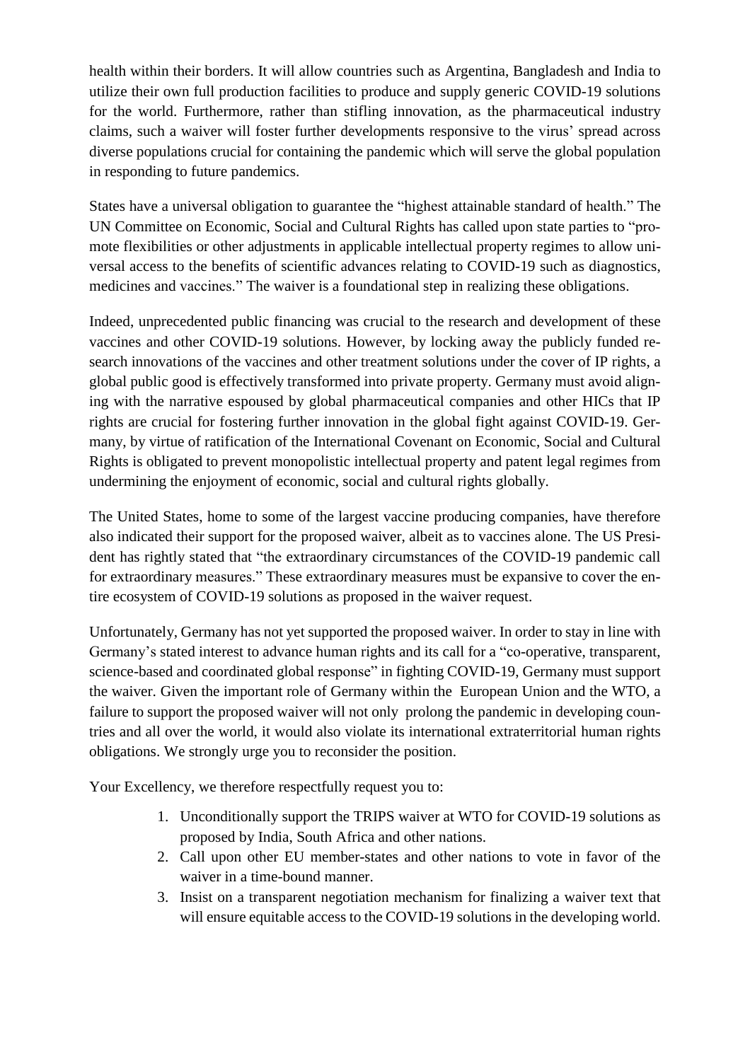health within their borders. It will allow countries such as Argentina, Bangladesh and India to utilize their own full production facilities to produce and supply generic COVID-19 solutions for the world. Furthermore, rather than stifling innovation, as the pharmaceutical industry claims, such a waiver will foster further developments responsive to the virus' spread across diverse populations crucial for containing the pandemic which will serve the global population in responding to future pandemics.

States have a universal obligation to guarantee the "highest attainable standard of health." The UN Committee on Economic, Social and Cultural Rights has called upon state parties to "promote flexibilities or other adjustments in applicable intellectual property regimes to allow universal access to the benefits of scientific advances relating to COVID-19 such as diagnostics, medicines and vaccines." The waiver is a foundational step in realizing these obligations.

Indeed, unprecedented public financing was crucial to the research and development of these vaccines and other COVID-19 solutions. However, by locking away the publicly funded research innovations of the vaccines and other treatment solutions under the cover of IP rights, a global public good is effectively transformed into private property. Germany must avoid aligning with the narrative espoused by global pharmaceutical companies and other HICs that IP rights are crucial for fostering further innovation in the global fight against COVID-19. Germany, by virtue of ratification of the International Covenant on Economic, Social and Cultural Rights is obligated to prevent monopolistic intellectual property and patent legal regimes from undermining the enjoyment of economic, social and cultural rights globally.

The United States, home to some of the largest vaccine producing companies, have therefore also indicated their support for the proposed waiver, albeit as to vaccines alone. The US President has rightly stated that "the extraordinary circumstances of the COVID-19 pandemic call for extraordinary measures." These extraordinary measures must be expansive to cover the entire ecosystem of COVID-19 solutions as proposed in the waiver request.

Unfortunately, Germany has not yet supported the proposed waiver. In order to stay in line with Germany's stated interest to advance human rights and its call for a "co-operative, transparent, science-based and coordinated global response" in fighting COVID-19, Germany must support the waiver. Given the important role of Germany within the European Union and the WTO, a failure to support the proposed waiver will not only prolong the pandemic in developing countries and all over the world, it would also violate its international extraterritorial human rights obligations. We strongly urge you to reconsider the position.

Your Excellency, we therefore respectfully request you to:

1. Unconditionally support the TRIPS waiver at WTO for COVID-19 solutions as proposed by India, South Africa and other nations.
2. Call upon other EU member-states and other nations to vote in favor of the waiver in a time-bound manner.
3. Insist on a transparent negotiation mechanism for finalizing a waiver text that will ensure equitable access to the COVID-19 solutions in the developing world.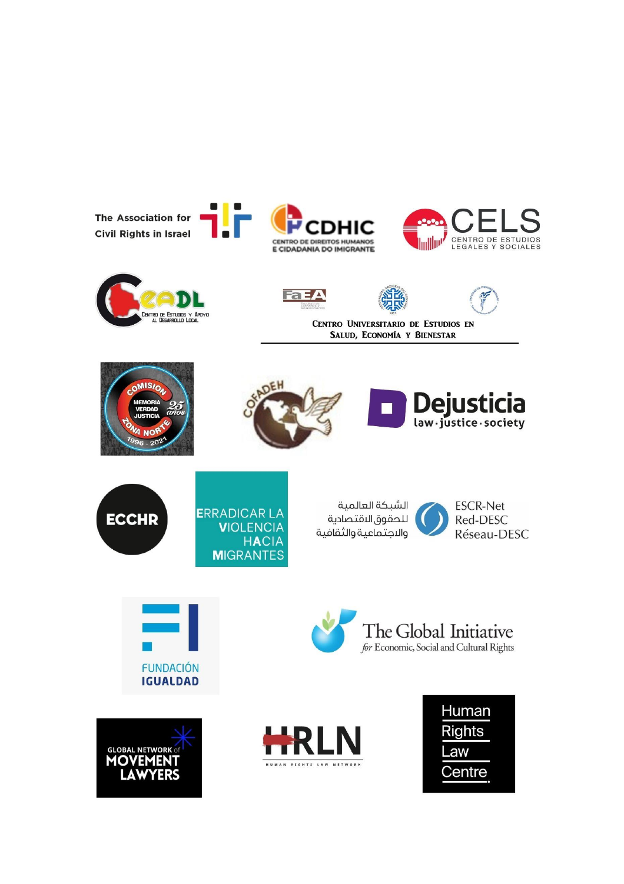The Association for Civil Rights in Israel

CDHIC
CENTRO DE DIREITOS HUMANOS E CIDADANIA DO IMIGRANTE

CELS
CENTRO DE ESTUDIOS LEGALES Y SOCIALES

CEADL
Centro de Estudios y Apoyo al Desarrollo Local

Centro Universitario de Estudios en Salud, Economía y Bienestar

Comisión Memoria Verdad Justicia Zona Norte 25 años 1996 - 2021

COFADEH

Dejusticia
law · justice · society

ECCHR

ERRADICAR LA VIOLENCIA HACIA MIGRANTES

الشبكة العالمية للحقوق الاقتصادية والاجتماعية والثقافية
ESCR-Net
Red-DESC
Réseau-DESC

FUNDACIÓN IGUALDAD

The Global Initiative *for* Economic, Social and Cultural Rights

GLOBAL NETWORK of MOVEMENT LAWYERS

HRLN
HUMAN RIGHTS LAW NETWORK

Human Rights Law Centre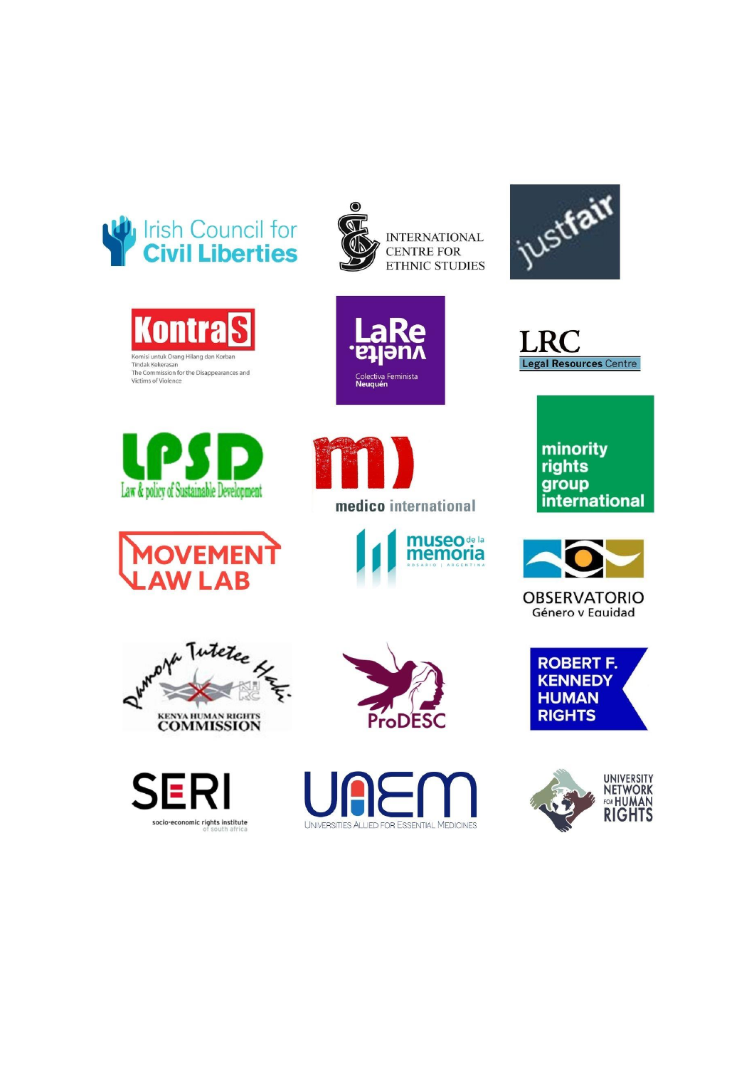Irish Council for Civil Liberties

INTERNATIONAL CENTRE FOR ETHNIC STUDIES

justfair

KontraS
Komisi untuk Orang Hilang dan Korban Tindak Kekerasan
The Commission for the Disappearances and Victims of Violence

LaRe vuelta
Colectiva Feminista Neuquén

LRC
Legal Resources Centre

LPSD
Law & policy of Sustainable Development

medico international

minority rights group international

MOVEMENT LAW LAB

museo de la memoria
ROSARIO | ARGENTINA

OBSERVATORIO
Género y Equidad

Pamoja Tutetee Haki
KENYA HUMAN RIGHTS COMMISSION

ProDESC

ROBERT F. KENNEDY HUMAN RIGHTS

SERI
socio-economic rights institute of south africa

UAEM
UNIVERSITIES ALLIED FOR ESSENTIAL MEDICINES

UNIVERSITY NETWORK FOR HUMAN RIGHTS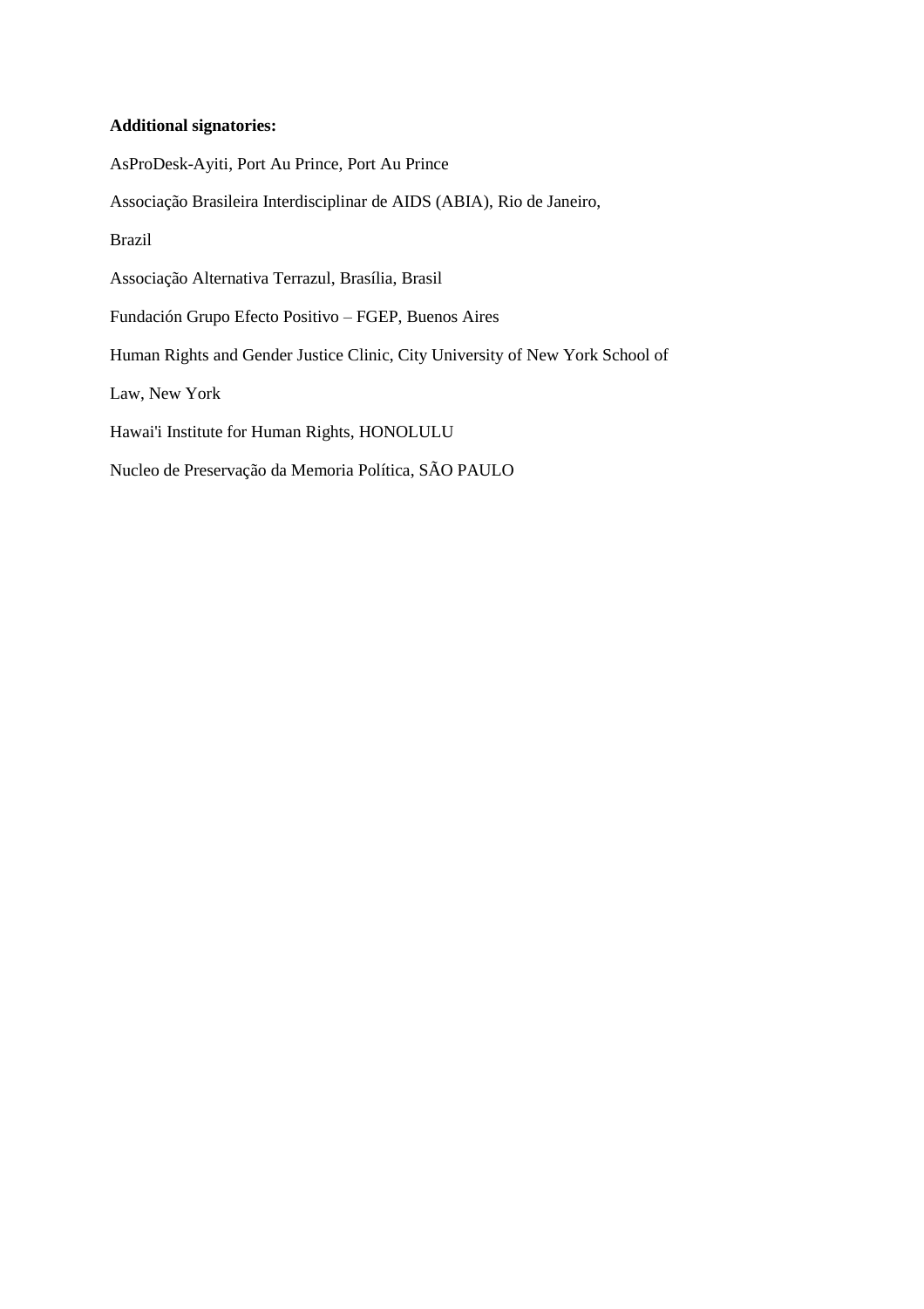**Additional signatories:**

AsProDesk-Ayiti, Port Au Prince, Port Au Prince

Associação Brasileira Interdisciplinar de AIDS (ABIA), Rio de Janeiro, Brazil

Associação Alternativa Terrazul, Brasília, Brasil

Fundación Grupo Efecto Positivo – FGEP, Buenos Aires

Human Rights and Gender Justice Clinic, City University of New York School of Law, New York

Hawai'i Institute for Human Rights, HONOLULU

Nucleo de Preservação da Memoria Política, SÃO PAULO